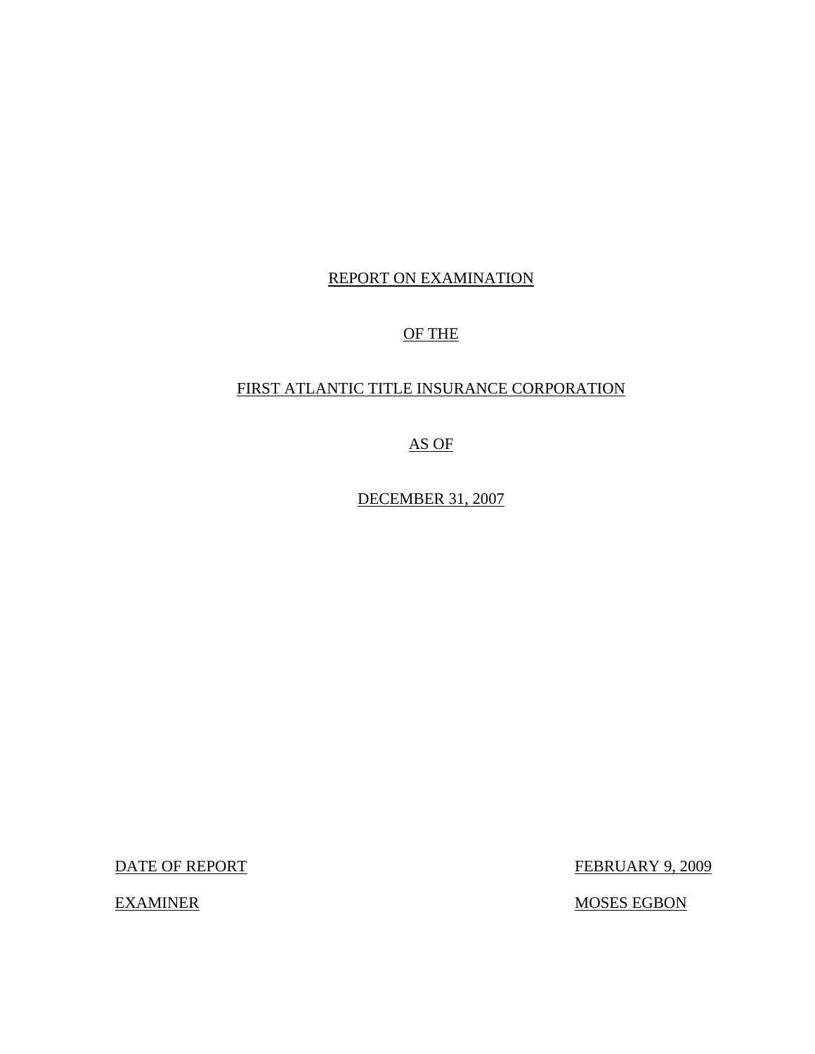# REPORT ON EXAMINATION

# OF THE

# FIRST ATLANTIC TITLE INSURANCE CORPORATION

# AS OF

# DECEMBER 31, 2007

| | |
|---|---|
| DATE OF REPORT | FEBRUARY 9, 2009 |
| EXAMINER | MOSES EGBON |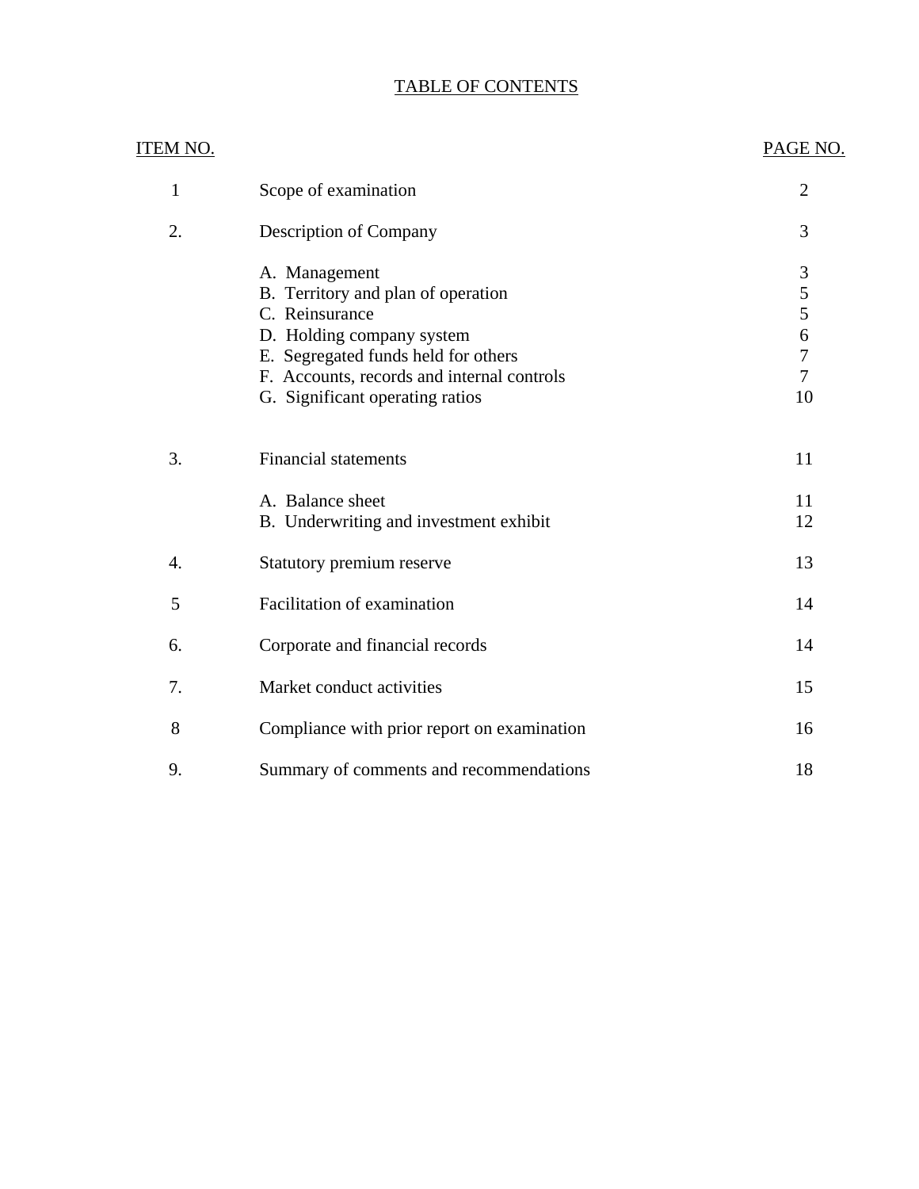# TABLE OF CONTENTS

| ITEM NO. | | PAGE NO. |
|---|---|---|
| 1 | Scope of examination | 2 |
| 2. | Description of Company | 3 |
| | A. Management | 3 |
| | B. Territory and plan of operation | 5 |
| | C. Reinsurance | 5 |
| | D. Holding company system | 6 |
| | E. Segregated funds held for others | 7 |
| | F. Accounts, records and internal controls | 7 |
| | G. Significant operating ratios | 10 |
| 3. | Financial statements | 11 |
| | A. Balance sheet | 11 |
| | B. Underwriting and investment exhibit | 12 |
| 4. | Statutory premium reserve | 13 |
| 5 | Facilitation of examination | 14 |
| 6. | Corporate and financial records | 14 |
| 7. | Market conduct activities | 15 |
| 8 | Compliance with prior report on examination | 16 |
| 9. | Summary of comments and recommendations | 18 |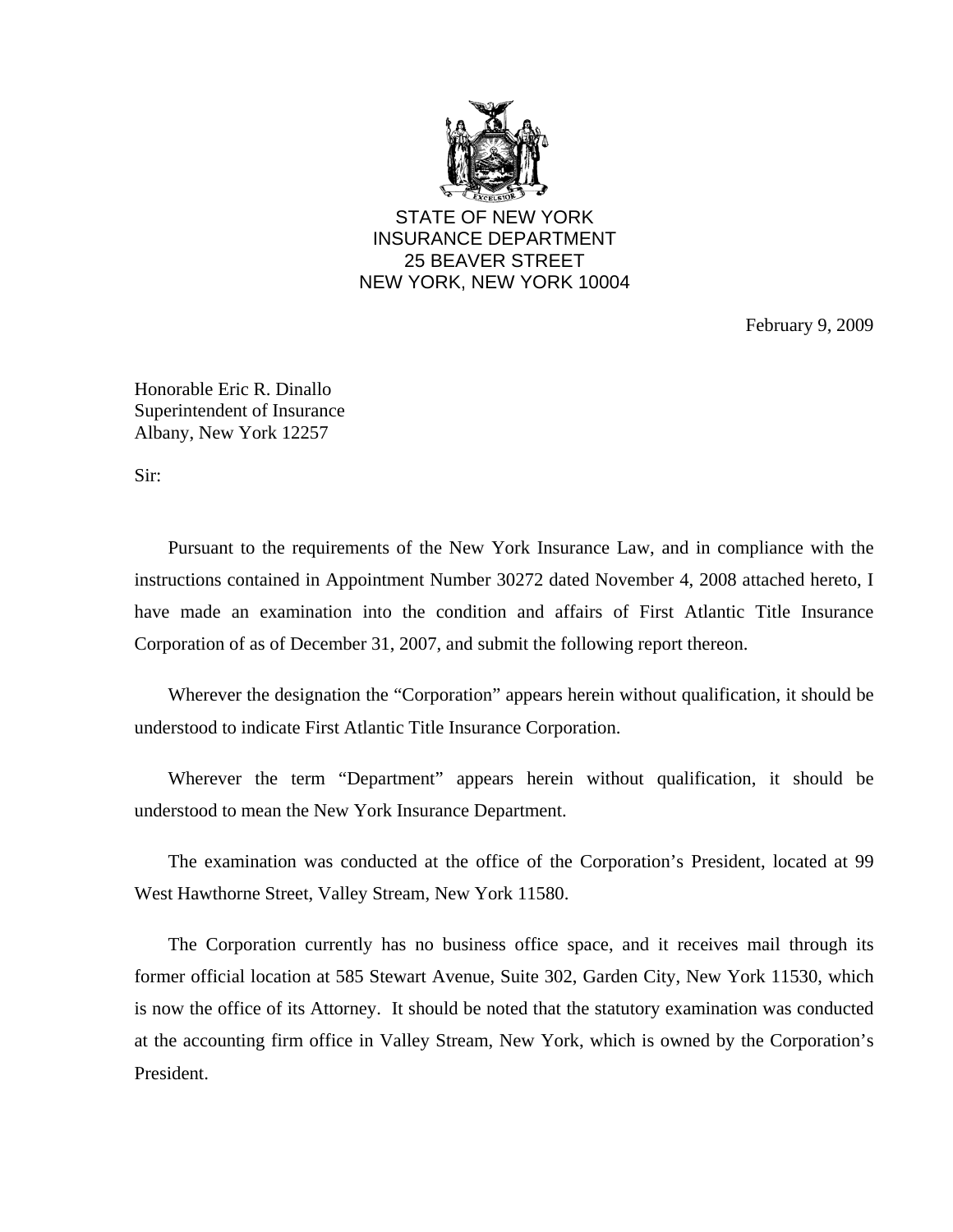STATE OF NEW YORK
INSURANCE DEPARTMENT
25 BEAVER STREET
NEW YORK, NEW YORK 10004

February 9, 2009

Honorable Eric R. Dinallo
Superintendent of Insurance
Albany, New York 12257

Sir:

Pursuant to the requirements of the New York Insurance Law, and in compliance with the instructions contained in Appointment Number 30272 dated November 4, 2008 attached hereto, I have made an examination into the condition and affairs of First Atlantic Title Insurance Corporation of as of December 31, 2007, and submit the following report thereon.

Wherever the designation the "Corporation" appears herein without qualification, it should be understood to indicate First Atlantic Title Insurance Corporation.

Wherever the term "Department" appears herein without qualification, it should be understood to mean the New York Insurance Department.

The examination was conducted at the office of the Corporation's President, located at 99 West Hawthorne Street, Valley Stream, New York 11580.

The Corporation currently has no business office space, and it receives mail through its former official location at 585 Stewart Avenue, Suite 302, Garden City, New York 11530, which is now the office of its Attorney. It should be noted that the statutory examination was conducted at the accounting firm office in Valley Stream, New York, which is owned by the Corporation's President.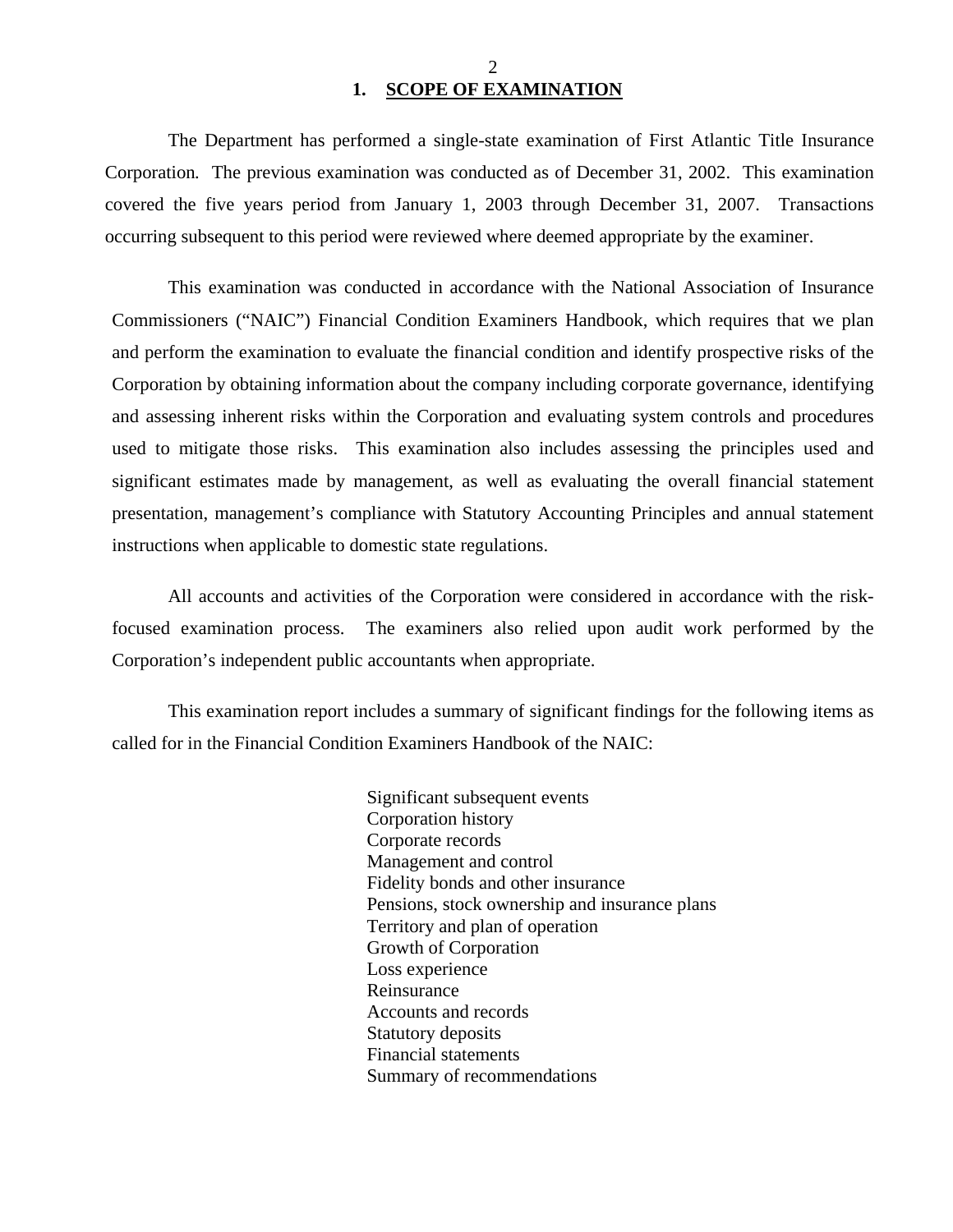## 1. SCOPE OF EXAMINATION

The Department has performed a single-state examination of First Atlantic Title Insurance Corporation. The previous examination was conducted as of December 31, 2002. This examination covered the five years period from January 1, 2003 through December 31, 2007. Transactions occurring subsequent to this period were reviewed where deemed appropriate by the examiner.

This examination was conducted in accordance with the National Association of Insurance Commissioners ("NAIC") Financial Condition Examiners Handbook, which requires that we plan and perform the examination to evaluate the financial condition and identify prospective risks of the Corporation by obtaining information about the company including corporate governance, identifying and assessing inherent risks within the Corporation and evaluating system controls and procedures used to mitigate those risks. This examination also includes assessing the principles used and significant estimates made by management, as well as evaluating the overall financial statement presentation, management's compliance with Statutory Accounting Principles and annual statement instructions when applicable to domestic state regulations.

All accounts and activities of the Corporation were considered in accordance with the risk-focused examination process. The examiners also relied upon audit work performed by the Corporation's independent public accountants when appropriate.

This examination report includes a summary of significant findings for the following items as called for in the Financial Condition Examiners Handbook of the NAIC:

- Significant subsequent events
- Corporation history
- Corporate records
- Management and control
- Fidelity bonds and other insurance
- Pensions, stock ownership and insurance plans
- Territory and plan of operation
- Growth of Corporation
- Loss experience
- Reinsurance
- Accounts and records
- Statutory deposits
- Financial statements
- Summary of recommendations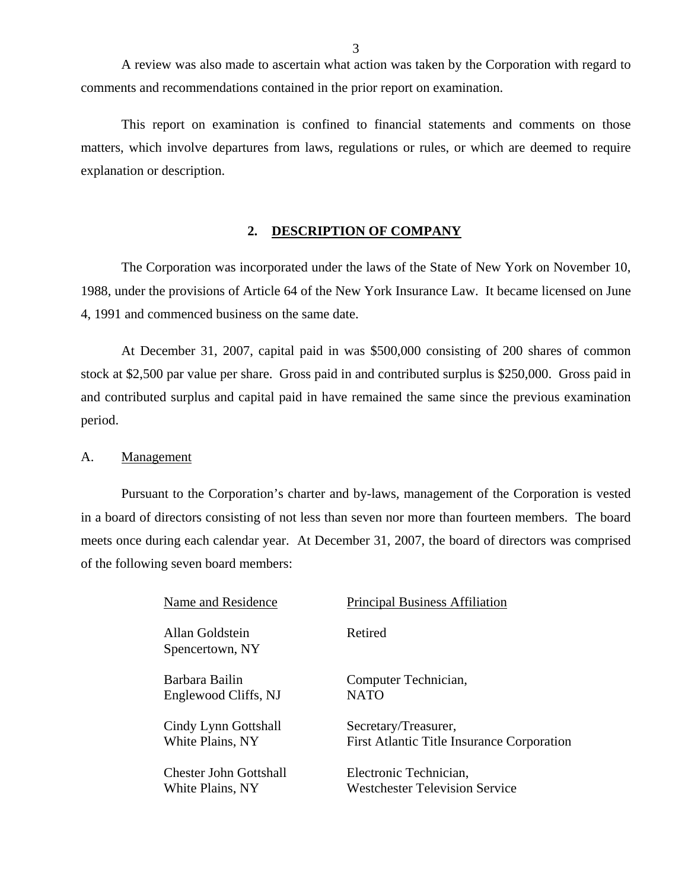A review was also made to ascertain what action was taken by the Corporation with regard to comments and recommendations contained in the prior report on examination.

This report on examination is confined to financial statements and comments on those matters, which involve departures from laws, regulations or rules, or which are deemed to require explanation or description.

## 2. DESCRIPTION OF COMPANY

The Corporation was incorporated under the laws of the State of New York on November 10, 1988, under the provisions of Article 64 of the New York Insurance Law. It became licensed on June 4, 1991 and commenced business on the same date.

At December 31, 2007, capital paid in was $500,000 consisting of 200 shares of common stock at $2,500 par value per share. Gross paid in and contributed surplus is $250,000. Gross paid in and contributed surplus and capital paid in have remained the same since the previous examination period.

### A. Management

Pursuant to the Corporation's charter and by-laws, management of the Corporation is vested in a board of directors consisting of not less than seven nor more than fourteen members. The board meets once during each calendar year. At December 31, 2007, the board of directors was comprised of the following seven board members:

| Name and Residence | Principal Business Affiliation |
|---|---|
| Allan Goldstein<br>Spencertown, NY | Retired |
| Barbara Bailin<br>Englewood Cliffs, NJ | Computer Technician,<br>NATO |
| Cindy Lynn Gottshall<br>White Plains, NY | Secretary/Treasurer,<br>First Atlantic Title Insurance Corporation |
| Chester John Gottshall<br>White Plains, NY | Electronic Technician,<br>Westchester Television Service |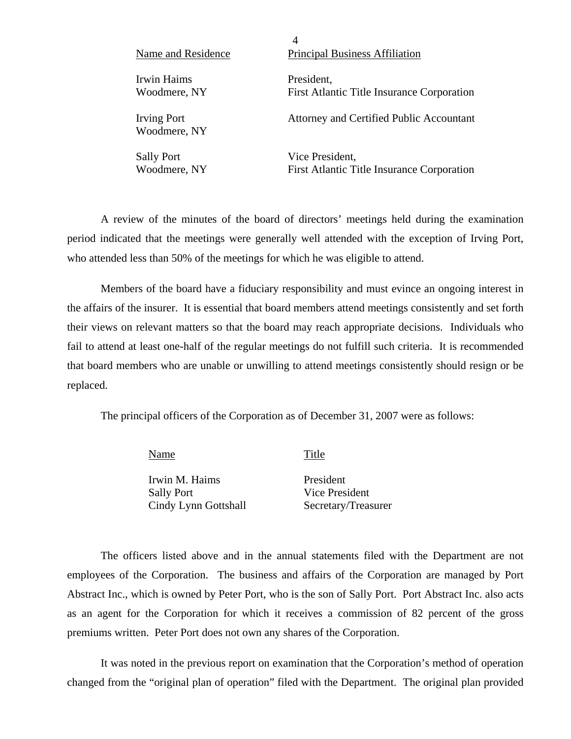| Name and Residence | Principal Business Affiliation |
| --- | --- |
| Irwin Haims<br>Woodmere, NY | President,<br>First Atlantic Title Insurance Corporation |
| Irving Port<br>Woodmere, NY | Attorney and Certified Public Accountant |
| Sally Port<br>Woodmere, NY | Vice President,<br>First Atlantic Title Insurance Corporation |

A review of the minutes of the board of directors' meetings held during the examination period indicated that the meetings were generally well attended with the exception of Irving Port, who attended less than 50% of the meetings for which he was eligible to attend.

Members of the board have a fiduciary responsibility and must evince an ongoing interest in the affairs of the insurer. It is essential that board members attend meetings consistently and set forth their views on relevant matters so that the board may reach appropriate decisions. Individuals who fail to attend at least one-half of the regular meetings do not fulfill such criteria. It is recommended that board members who are unable or unwilling to attend meetings consistently should resign or be replaced.

The principal officers of the Corporation as of December 31, 2007 were as follows:

| Name | Title |
| --- | --- |
| Irwin M. Haims | President |
| Sally Port | Vice President |
| Cindy Lynn Gottshall | Secretary/Treasurer |

The officers listed above and in the annual statements filed with the Department are not employees of the Corporation. The business and affairs of the Corporation are managed by Port Abstract Inc., which is owned by Peter Port, who is the son of Sally Port. Port Abstract Inc. also acts as an agent for the Corporation for which it receives a commission of 82 percent of the gross premiums written. Peter Port does not own any shares of the Corporation.

It was noted in the previous report on examination that the Corporation's method of operation changed from the "original plan of operation" filed with the Department. The original plan provided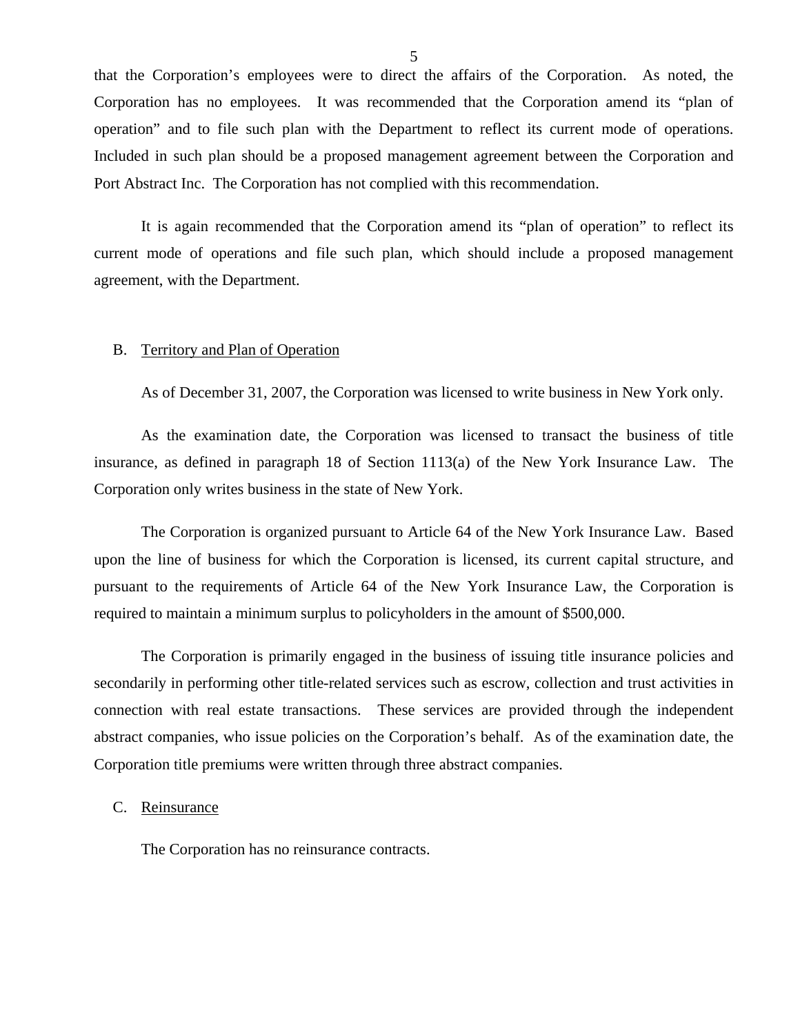that the Corporation's employees were to direct the affairs of the Corporation. As noted, the Corporation has no employees. It was recommended that the Corporation amend its "plan of operation" and to file such plan with the Department to reflect its current mode of operations. Included in such plan should be a proposed management agreement between the Corporation and Port Abstract Inc. The Corporation has not complied with this recommendation.

It is again recommended that the Corporation amend its "plan of operation" to reflect its current mode of operations and file such plan, which should include a proposed management agreement, with the Department.

## B. Territory and Plan of Operation

As of December 31, 2007, the Corporation was licensed to write business in New York only.

As the examination date, the Corporation was licensed to transact the business of title insurance, as defined in paragraph 18 of Section 1113(a) of the New York Insurance Law. The Corporation only writes business in the state of New York.

The Corporation is organized pursuant to Article 64 of the New York Insurance Law. Based upon the line of business for which the Corporation is licensed, its current capital structure, and pursuant to the requirements of Article 64 of the New York Insurance Law, the Corporation is required to maintain a minimum surplus to policyholders in the amount of $500,000.

The Corporation is primarily engaged in the business of issuing title insurance policies and secondarily in performing other title-related services such as escrow, collection and trust activities in connection with real estate transactions. These services are provided through the independent abstract companies, who issue policies on the Corporation's behalf. As of the examination date, the Corporation title premiums were written through three abstract companies.

## C. Reinsurance

The Corporation has no reinsurance contracts.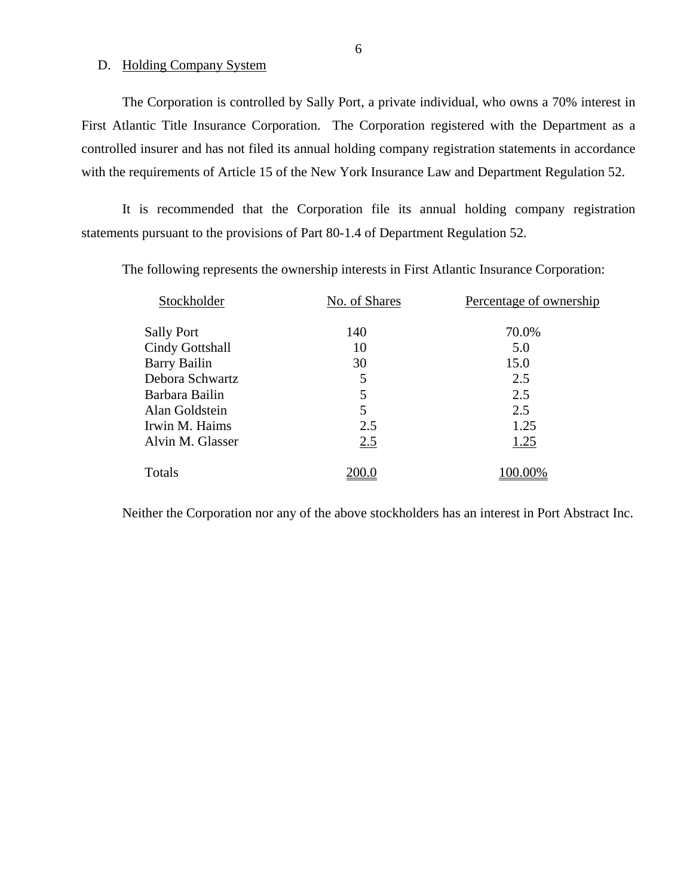## D. Holding Company System

The Corporation is controlled by Sally Port, a private individual, who owns a 70% interest in First Atlantic Title Insurance Corporation. The Corporation registered with the Department as a controlled insurer and has not filed its annual holding company registration statements in accordance with the requirements of Article 15 of the New York Insurance Law and Department Regulation 52.

It is recommended that the Corporation file its annual holding company registration statements pursuant to the provisions of Part 80-1.4 of Department Regulation 52.

The following represents the ownership interests in First Atlantic Insurance Corporation:

| Stockholder | No. of Shares | Percentage of ownership |
|---|---|---|
| Sally Port | 140 | 70.0% |
| Cindy Gottshall | 10 | 5.0 |
| Barry Bailin | 30 | 15.0 |
| Debora Schwartz | 5 | 2.5 |
| Barbara Bailin | 5 | 2.5 |
| Alan Goldstein | 5 | 2.5 |
| Irwin M. Haims | 2.5 | 1.25 |
| Alvin M. Glasser | 2.5 | 1.25 |
| Totals | 200.0 | 100.00% |

Neither the Corporation nor any of the above stockholders has an interest in Port Abstract Inc.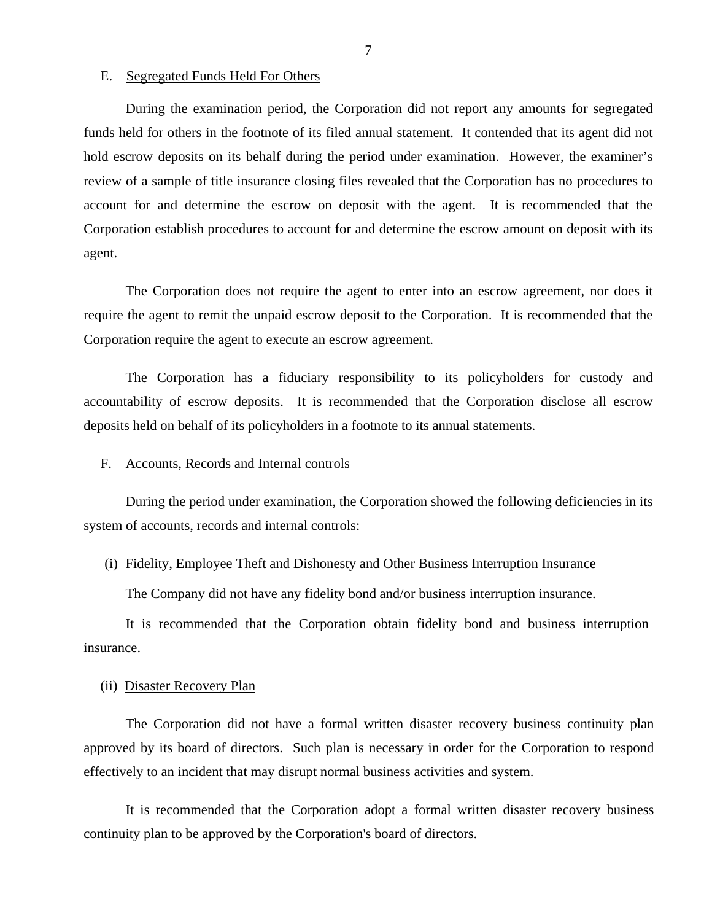## E. Segregated Funds Held For Others

During the examination period, the Corporation did not report any amounts for segregated funds held for others in the footnote of its filed annual statement. It contended that its agent did not hold escrow deposits on its behalf during the period under examination. However, the examiner's review of a sample of title insurance closing files revealed that the Corporation has no procedures to account for and determine the escrow on deposit with the agent. It is recommended that the Corporation establish procedures to account for and determine the escrow amount on deposit with its agent.

The Corporation does not require the agent to enter into an escrow agreement, nor does it require the agent to remit the unpaid escrow deposit to the Corporation. It is recommended that the Corporation require the agent to execute an escrow agreement.

The Corporation has a fiduciary responsibility to its policyholders for custody and accountability of escrow deposits. It is recommended that the Corporation disclose all escrow deposits held on behalf of its policyholders in a footnote to its annual statements.

## F. Accounts, Records and Internal controls

During the period under examination, the Corporation showed the following deficiencies in its system of accounts, records and internal controls:

### (i) Fidelity, Employee Theft and Dishonesty and Other Business Interruption Insurance

The Company did not have any fidelity bond and/or business interruption insurance.

It is recommended that the Corporation obtain fidelity bond and business interruption insurance.

### (ii) Disaster Recovery Plan

The Corporation did not have a formal written disaster recovery business continuity plan approved by its board of directors. Such plan is necessary in order for the Corporation to respond effectively to an incident that may disrupt normal business activities and system.

It is recommended that the Corporation adopt a formal written disaster recovery business continuity plan to be approved by the Corporation's board of directors.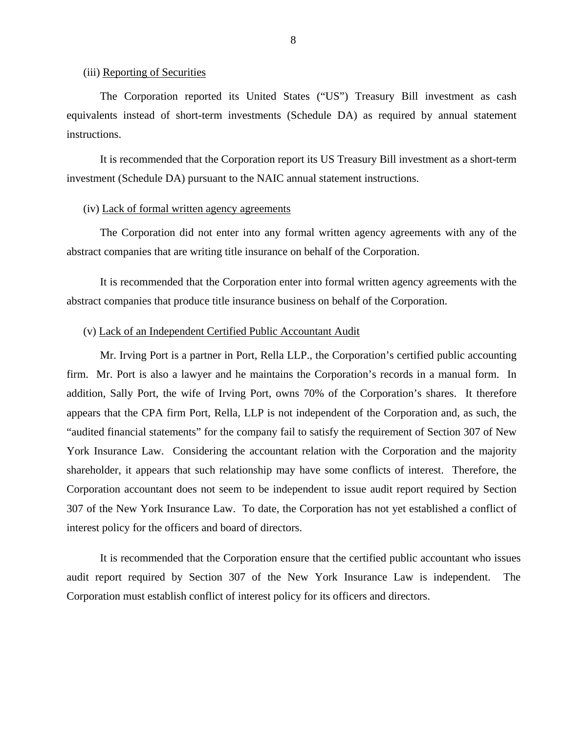(iii) Reporting of Securities

The Corporation reported its United States ("US") Treasury Bill investment as cash equivalents instead of short-term investments (Schedule DA) as required by annual statement instructions.

It is recommended that the Corporation report its US Treasury Bill investment as a short-term investment (Schedule DA) pursuant to the NAIC annual statement instructions.

(iv) Lack of formal written agency agreements

The Corporation did not enter into any formal written agency agreements with any of the abstract companies that are writing title insurance on behalf of the Corporation.

It is recommended that the Corporation enter into formal written agency agreements with the abstract companies that produce title insurance business on behalf of the Corporation.

(v) Lack of an Independent Certified Public Accountant Audit

Mr. Irving Port is a partner in Port, Rella LLP., the Corporation's certified public accounting firm. Mr. Port is also a lawyer and he maintains the Corporation's records in a manual form. In addition, Sally Port, the wife of Irving Port, owns 70% of the Corporation's shares. It therefore appears that the CPA firm Port, Rella, LLP is not independent of the Corporation and, as such, the "audited financial statements" for the company fail to satisfy the requirement of Section 307 of New York Insurance Law. Considering the accountant relation with the Corporation and the majority shareholder, it appears that such relationship may have some conflicts of interest. Therefore, the Corporation accountant does not seem to be independent to issue audit report required by Section 307 of the New York Insurance Law. To date, the Corporation has not yet established a conflict of interest policy for the officers and board of directors.

It is recommended that the Corporation ensure that the certified public accountant who issues audit report required by Section 307 of the New York Insurance Law is independent. The Corporation must establish conflict of interest policy for its officers and directors.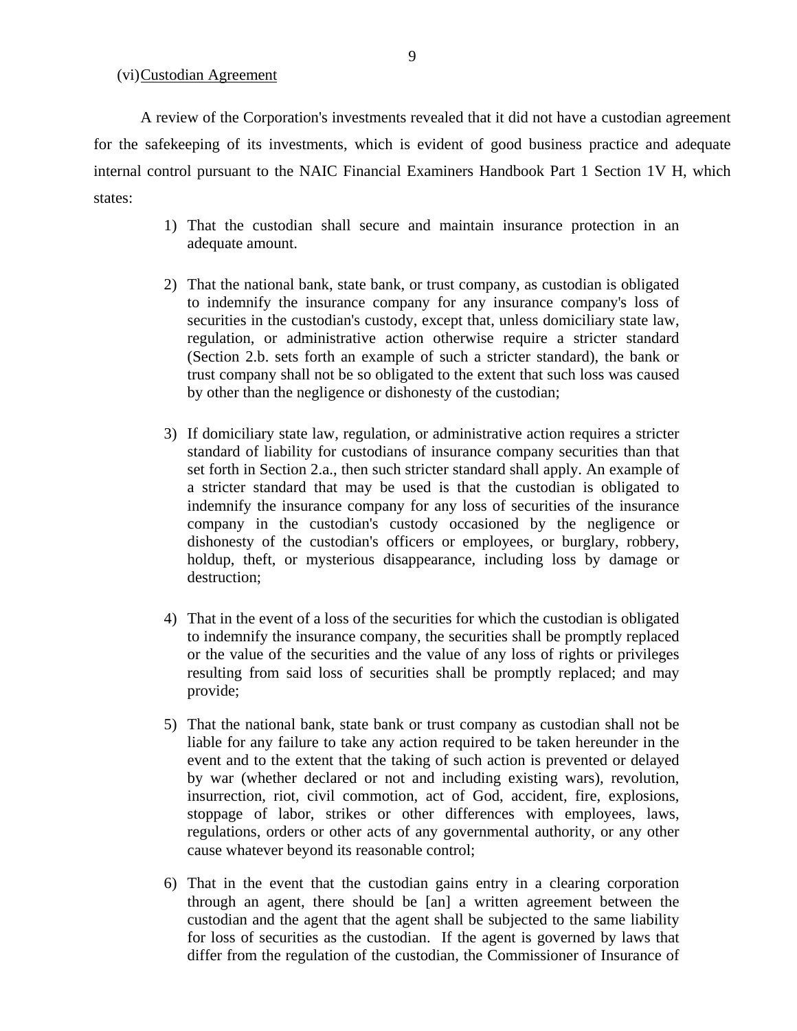(vi) Custodian Agreement

A review of the Corporation's investments revealed that it did not have a custodian agreement for the safekeeping of its investments, which is evident of good business practice and adequate internal control pursuant to the NAIC Financial Examiners Handbook Part 1 Section 1V H, which states:

1) That the custodian shall secure and maintain insurance protection in an adequate amount.

2) That the national bank, state bank, or trust company, as custodian is obligated to indemnify the insurance company for any insurance company's loss of securities in the custodian's custody, except that, unless domiciliary state law, regulation, or administrative action otherwise require a stricter standard (Section 2.b. sets forth an example of such a stricter standard), the bank or trust company shall not be so obligated to the extent that such loss was caused by other than the negligence or dishonesty of the custodian;

3) If domiciliary state law, regulation, or administrative action requires a stricter standard of liability for custodians of insurance company securities than that set forth in Section 2.a., then such stricter standard shall apply. An example of a stricter standard that may be used is that the custodian is obligated to indemnify the insurance company for any loss of securities of the insurance company in the custodian's custody occasioned by the negligence or dishonesty of the custodian's officers or employees, or burglary, robbery, holdup, theft, or mysterious disappearance, including loss by damage or destruction;

4) That in the event of a loss of the securities for which the custodian is obligated to indemnify the insurance company, the securities shall be promptly replaced or the value of the securities and the value of any loss of rights or privileges resulting from said loss of securities shall be promptly replaced; and may provide;

5) That the national bank, state bank or trust company as custodian shall not be liable for any failure to take any action required to be taken hereunder in the event and to the extent that the taking of such action is prevented or delayed by war (whether declared or not and including existing wars), revolution, insurrection, riot, civil commotion, act of God, accident, fire, explosions, stoppage of labor, strikes or other differences with employees, laws, regulations, orders or other acts of any governmental authority, or any other cause whatever beyond its reasonable control;

6) That in the event that the custodian gains entry in a clearing corporation through an agent, there should be [an] a written agreement between the custodian and the agent that the agent shall be subjected to the same liability for loss of securities as the custodian. If the agent is governed by laws that differ from the regulation of the custodian, the Commissioner of Insurance of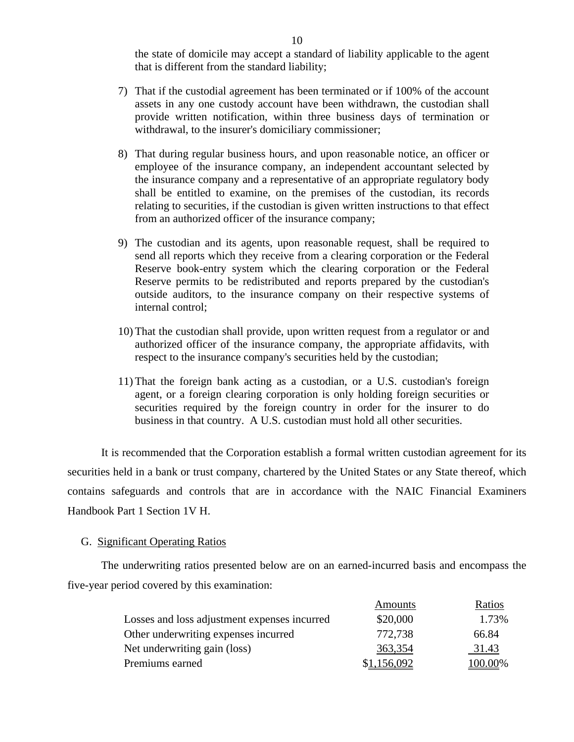the state of domicile may accept a standard of liability applicable to the agent that is different from the standard liability;

7) That if the custodial agreement has been terminated or if 100% of the account assets in any one custody account have been withdrawn, the custodian shall provide written notification, within three business days of termination or withdrawal, to the insurer's domiciliary commissioner;

8) That during regular business hours, and upon reasonable notice, an officer or employee of the insurance company, an independent accountant selected by the insurance company and a representative of an appropriate regulatory body shall be entitled to examine, on the premises of the custodian, its records relating to securities, if the custodian is given written instructions to that effect from an authorized officer of the insurance company;

9) The custodian and its agents, upon reasonable request, shall be required to send all reports which they receive from a clearing corporation or the Federal Reserve book-entry system which the clearing corporation or the Federal Reserve permits to be redistributed and reports prepared by the custodian's outside auditors, to the insurance company on their respective systems of internal control;

10) That the custodian shall provide, upon written request from a regulator or and authorized officer of the insurance company, the appropriate affidavits, with respect to the insurance company's securities held by the custodian;

11) That the foreign bank acting as a custodian, or a U.S. custodian's foreign agent, or a foreign clearing corporation is only holding foreign securities or securities required by the foreign country in order for the insurer to do business in that country. A U.S. custodian must hold all other securities.

It is recommended that the Corporation establish a formal written custodian agreement for its securities held in a bank or trust company, chartered by the United States or any State thereof, which contains safeguards and controls that are in accordance with the NAIC Financial Examiners Handbook Part 1 Section 1V H.

G. Significant Operating Ratios

The underwriting ratios presented below are on an earned-incurred basis and encompass the five-year period covered by this examination:

| | Amounts | Ratios |
|---|---|---|
| Losses and loss adjustment expenses incurred | $20,000 | 1.73% |
| Other underwriting expenses incurred | 772,738 | 66.84 |
| Net underwriting gain (loss) | 363,354 | 31.43 |
| Premiums earned | $1,156,092 | 100.00% |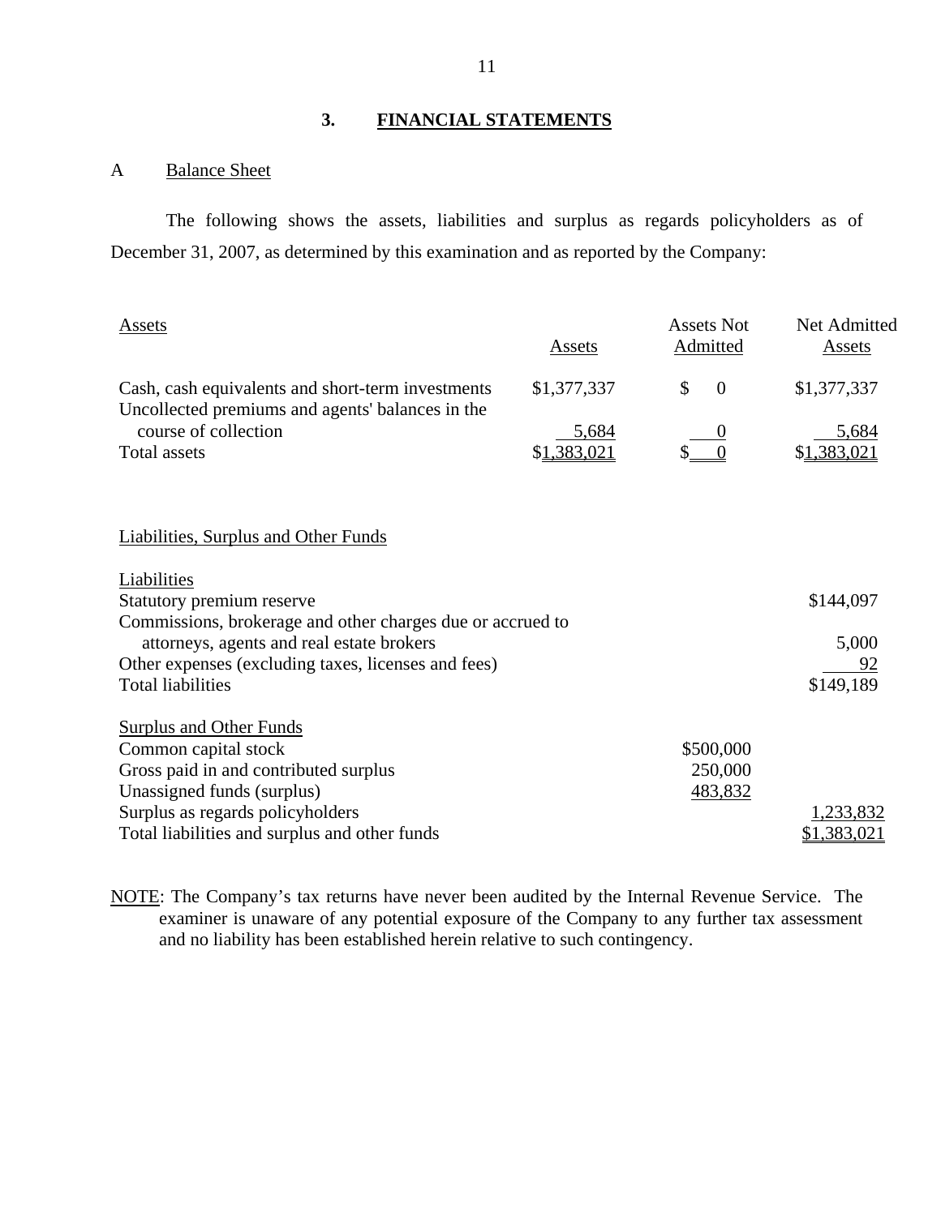## 3. FINANCIAL STATEMENTS

### A Balance Sheet

The following shows the assets, liabilities and surplus as regards policyholders as of December 31, 2007, as determined by this examination and as reported by the Company:

| Assets | Assets | Assets Not Admitted | Net Admitted Assets |
|---|---|---|---|
| Cash, cash equivalents and short-term investments | $1,377,337 | $ 0 | $1,377,337 |
| Uncollected premiums and agents' balances in the course of collection | 5,684 | 0 | 5,684 |
| Total assets | $1,383,021 | $ 0 | $1,383,021 |

**Liabilities, Surplus and Other Funds**

| | | |
|---|---|---|
| **Liabilities** | | |
| Statutory premium reserve | | $144,097 |
| Commissions, brokerage and other charges due or accrued to attorneys, agents and real estate brokers | | 5,000 |
| Other expenses (excluding taxes, licenses and fees) | | 92 |
| Total liabilities | | $149,189 |
| **Surplus and Other Funds** | | |
| Common capital stock | $500,000 | |
| Gross paid in and contributed surplus | 250,000 | |
| Unassigned funds (surplus) | 483,832 | |
| Surplus as regards policyholders | | 1,233,832 |
| Total liabilities and surplus and other funds | | $1,383,021 |

NOTE: The Company's tax returns have never been audited by the Internal Revenue Service. The examiner is unaware of any potential exposure of the Company to any further tax assessment and no liability has been established herein relative to such contingency.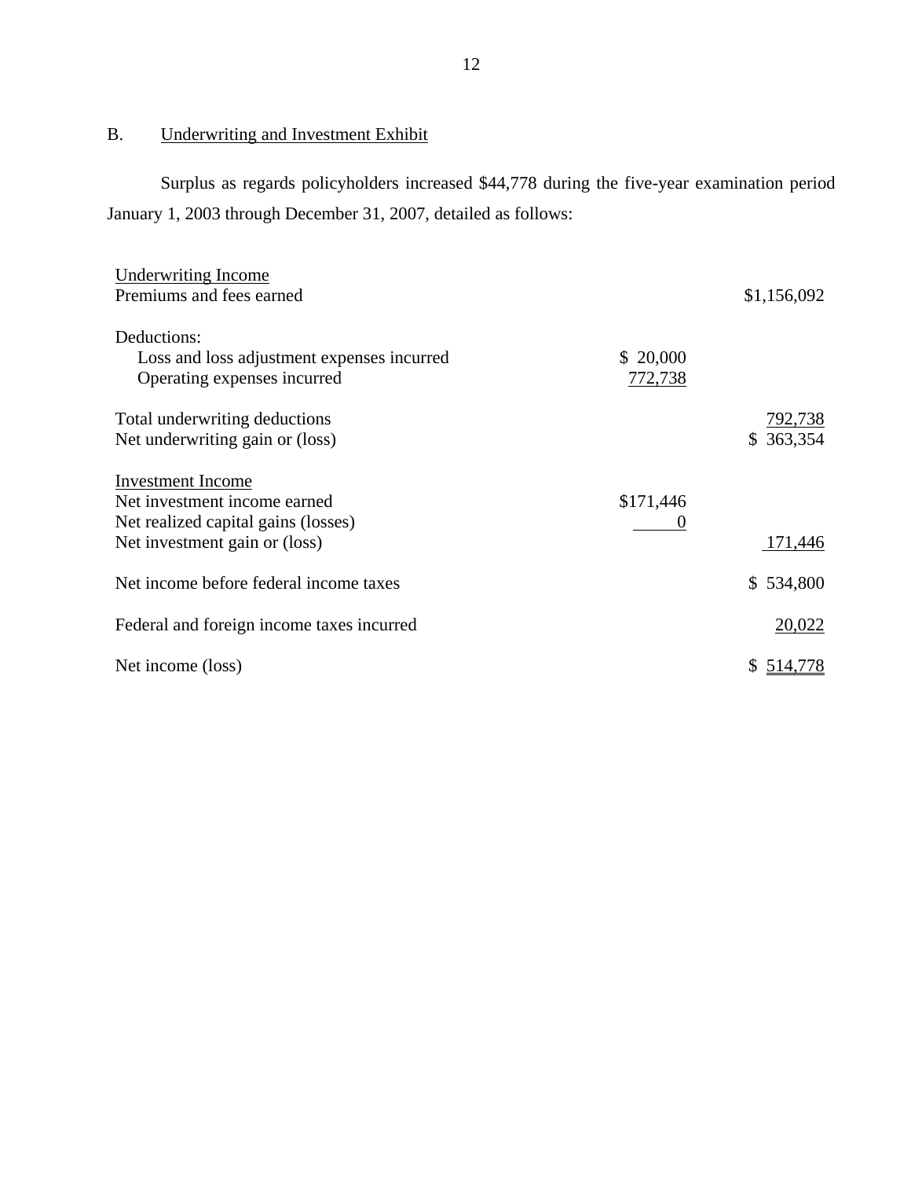## B. Underwriting and Investment Exhibit

Surplus as regards policyholders increased $44,778 during the five-year examination period January 1, 2003 through December 31, 2007, detailed as follows:

| | | |
|---|---|---|
| Underwriting Income | | |
| Premiums and fees earned | | $1,156,092 |
| Deductions: | | |
| Loss and loss adjustment expenses incurred | $ 20,000 | |
| Operating expenses incurred | 772,738 | |
| Total underwriting deductions | | 792,738 |
| Net underwriting gain or (loss) | | $ 363,354 |
| Investment Income | | |
| Net investment income earned | $171,446 | |
| Net realized capital gains (losses) | 0 | |
| Net investment gain or (loss) | | 171,446 |
| Net income before federal income taxes | | $ 534,800 |
| Federal and foreign income taxes incurred | | 20,022 |
| Net income (loss) | | $ 514,778 |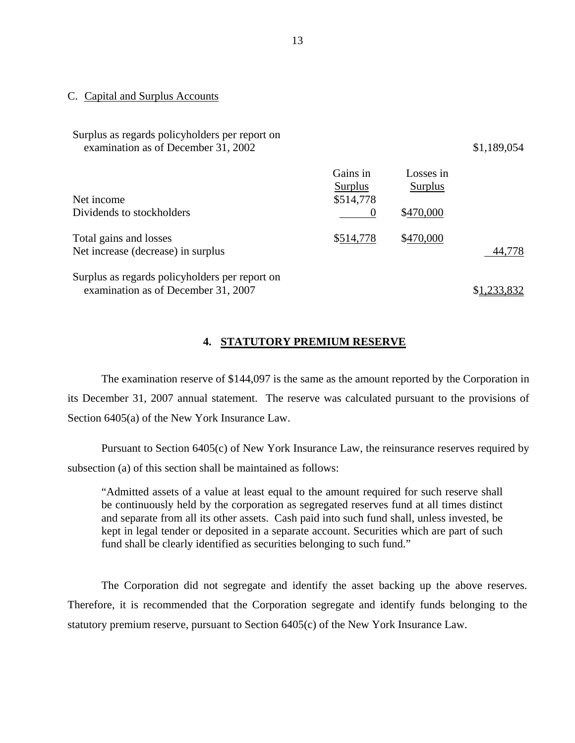C. Capital and Surplus Accounts

| | Gains in Surplus | Losses in Surplus | |
|---|---|---|---|
| Surplus as regards policyholders per report on examination as of December 31, 2002 | | | $1,189,054 |
| Net income | $514,778 | | |
| Dividends to stockholders | 0 | $470,000 | |
| Total gains and losses | $514,778 | $470,000 | |
| Net increase (decrease) in surplus | | | 44,778 |
| Surplus as regards policyholders per report on examination as of December 31, 2007 | | | $1,233,832 |

## 4. STATUTORY PREMIUM RESERVE

The examination reserve of $144,097 is the same as the amount reported by the Corporation in its December 31, 2007 annual statement. The reserve was calculated pursuant to the provisions of Section 6405(a) of the New York Insurance Law.

Pursuant to Section 6405(c) of New York Insurance Law, the reinsurance reserves required by subsection (a) of this section shall be maintained as follows:

> "Admitted assets of a value at least equal to the amount required for such reserve shall be continuously held by the corporation as segregated reserves fund at all times distinct and separate from all its other assets. Cash paid into such fund shall, unless invested, be kept in legal tender or deposited in a separate account. Securities which are part of such fund shall be clearly identified as securities belonging to such fund."

The Corporation did not segregate and identify the asset backing up the above reserves. Therefore, it is recommended that the Corporation segregate and identify funds belonging to the statutory premium reserve, pursuant to Section 6405(c) of the New York Insurance Law.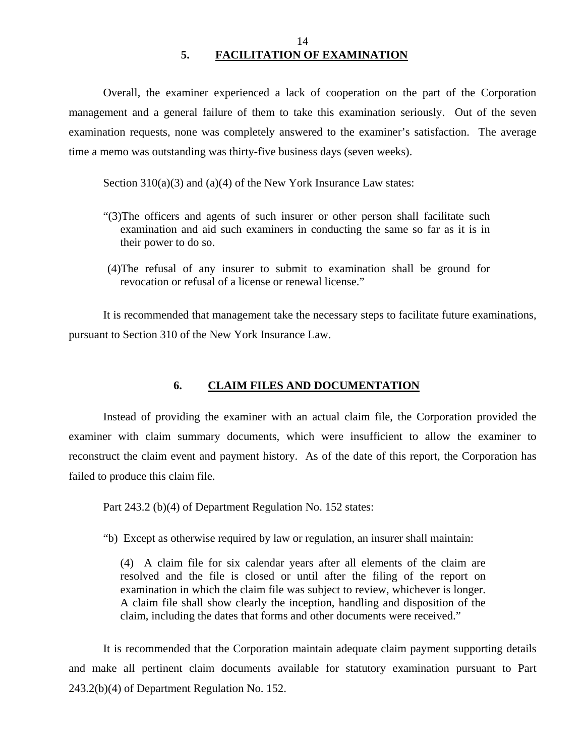## 5. FACILITATION OF EXAMINATION

Overall, the examiner experienced a lack of cooperation on the part of the Corporation management and a general failure of them to take this examination seriously. Out of the seven examination requests, none was completely answered to the examiner's satisfaction. The average time a memo was outstanding was thirty-five business days (seven weeks).

Section 310(a)(3) and (a)(4) of the New York Insurance Law states:

> "(3)The officers and agents of such insurer or other person shall facilitate such examination and aid such examiners in conducting the same so far as it is in their power to do so.
>
> (4)The refusal of any insurer to submit to examination shall be ground for revocation or refusal of a license or renewal license."

It is recommended that management take the necessary steps to facilitate future examinations, pursuant to Section 310 of the New York Insurance Law.

## 6. CLAIM FILES AND DOCUMENTATION

Instead of providing the examiner with an actual claim file, the Corporation provided the examiner with claim summary documents, which were insufficient to allow the examiner to reconstruct the claim event and payment history. As of the date of this report, the Corporation has failed to produce this claim file.

Part 243.2 (b)(4) of Department Regulation No. 152 states:

"b) Except as otherwise required by law or regulation, an insurer shall maintain:

> (4) A claim file for six calendar years after all elements of the claim are resolved and the file is closed or until after the filing of the report on examination in which the claim file was subject to review, whichever is longer. A claim file shall show clearly the inception, handling and disposition of the claim, including the dates that forms and other documents were received."

It is recommended that the Corporation maintain adequate claim payment supporting details and make all pertinent claim documents available for statutory examination pursuant to Part 243.2(b)(4) of Department Regulation No. 152.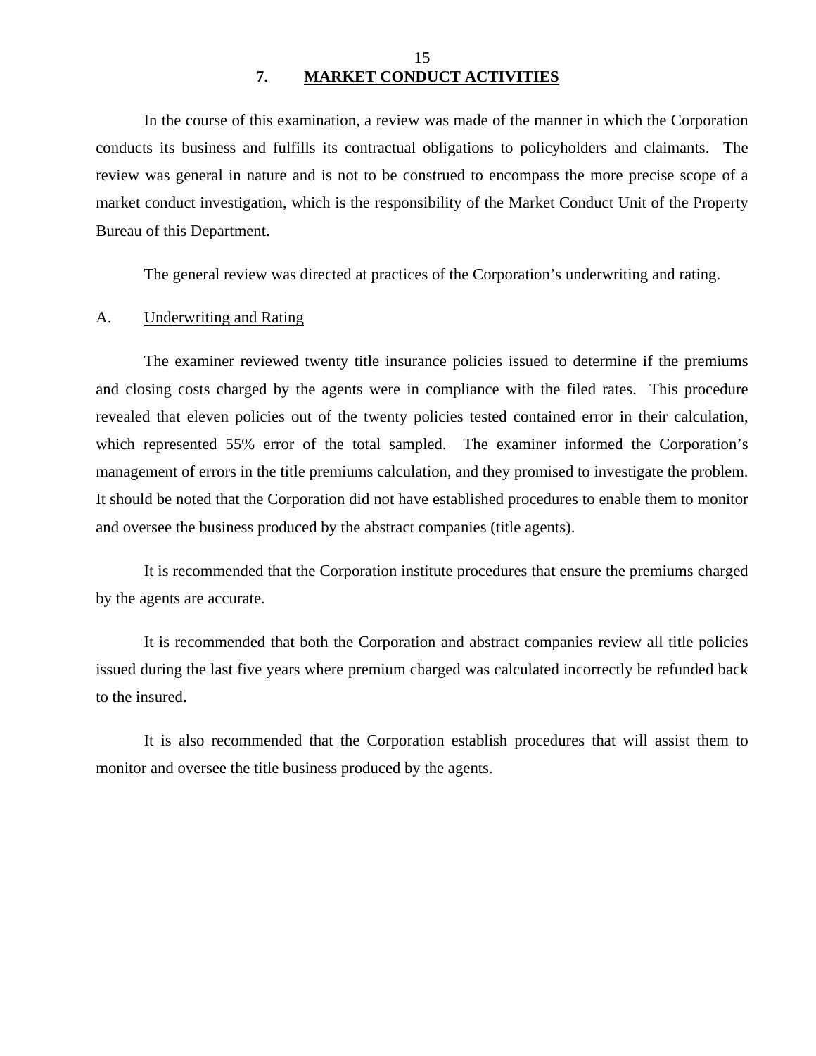## 7. MARKET CONDUCT ACTIVITIES

In the course of this examination, a review was made of the manner in which the Corporation conducts its business and fulfills its contractual obligations to policyholders and claimants. The review was general in nature and is not to be construed to encompass the more precise scope of a market conduct investigation, which is the responsibility of the Market Conduct Unit of the Property Bureau of this Department.

The general review was directed at practices of the Corporation's underwriting and rating.

### A. Underwriting and Rating

The examiner reviewed twenty title insurance policies issued to determine if the premiums and closing costs charged by the agents were in compliance with the filed rates. This procedure revealed that eleven policies out of the twenty policies tested contained error in their calculation, which represented 55% error of the total sampled. The examiner informed the Corporation's management of errors in the title premiums calculation, and they promised to investigate the problem. It should be noted that the Corporation did not have established procedures to enable them to monitor and oversee the business produced by the abstract companies (title agents).

It is recommended that the Corporation institute procedures that ensure the premiums charged by the agents are accurate.

It is recommended that both the Corporation and abstract companies review all title policies issued during the last five years where premium charged was calculated incorrectly be refunded back to the insured.

It is also recommended that the Corporation establish procedures that will assist them to monitor and oversee the title business produced by the agents.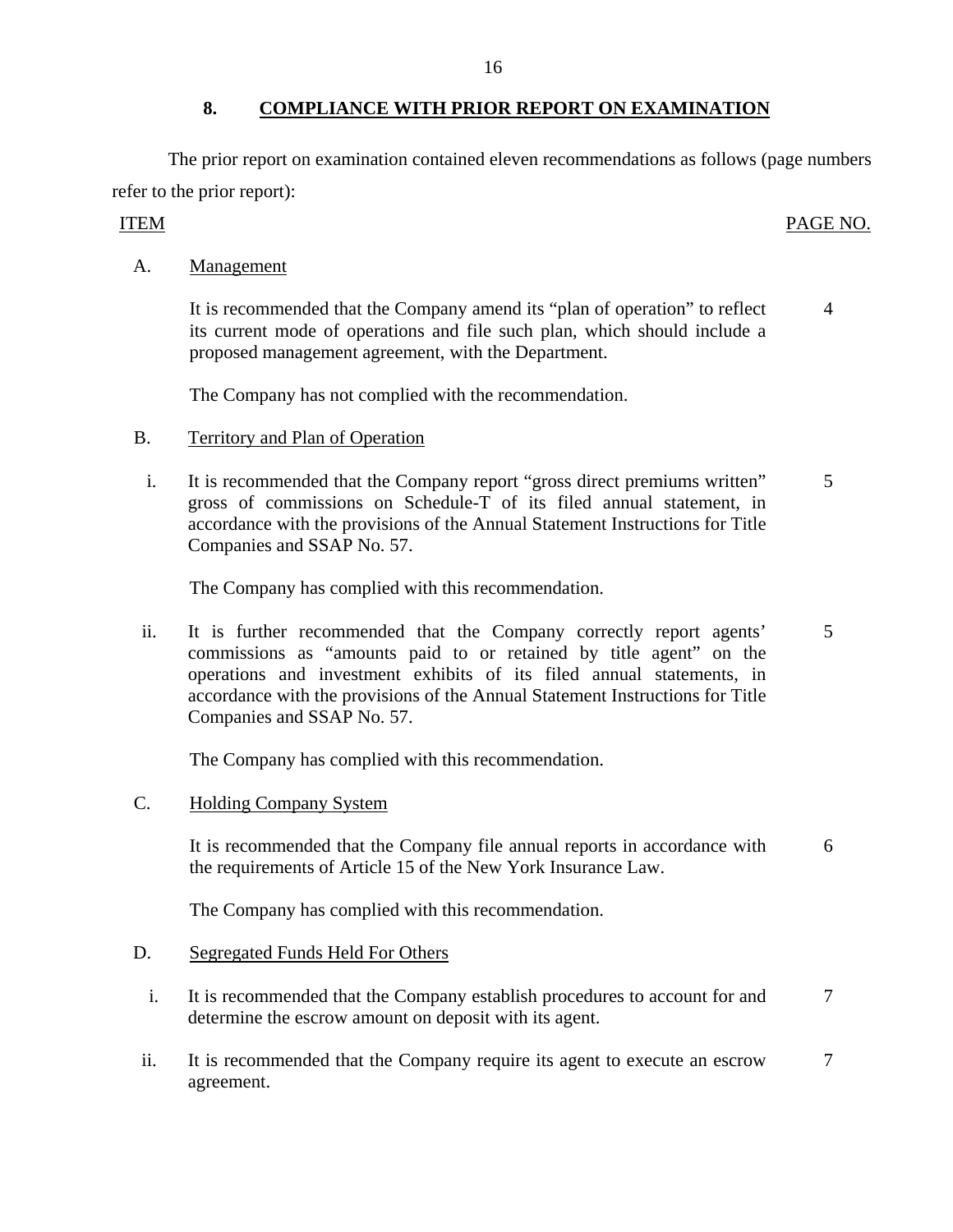## 8. COMPLIANCE WITH PRIOR REPORT ON EXAMINATION

The prior report on examination contained eleven recommendations as follows (page numbers refer to the prior report):

| ITEM | | PAGE NO. |
|---|---|---|
| A. | Management | |
| | It is recommended that the Company amend its "plan of operation" to reflect its current mode of operations and file such plan, which should include a proposed management agreement, with the Department. | 4 |
| | The Company has not complied with the recommendation. | |
| B. | Territory and Plan of Operation | |
| i. | It is recommended that the Company report "gross direct premiums written" gross of commissions on Schedule-T of its filed annual statement, in accordance with the provisions of the Annual Statement Instructions for Title Companies and SSAP No. 57. | 5 |
| | The Company has complied with this recommendation. | |
| ii. | It is further recommended that the Company correctly report agents' commissions as "amounts paid to or retained by title agent" on the operations and investment exhibits of its filed annual statements, in accordance with the provisions of the Annual Statement Instructions for Title Companies and SSAP No. 57. | 5 |
| | The Company has complied with this recommendation. | |
| C. | Holding Company System | |
| | It is recommended that the Company file annual reports in accordance with the requirements of Article 15 of the New York Insurance Law. | 6 |
| | The Company has complied with this recommendation. | |
| D. | Segregated Funds Held For Others | |
| i. | It is recommended that the Company establish procedures to account for and determine the escrow amount on deposit with its agent. | 7 |
| ii. | It is recommended that the Company require its agent to execute an escrow agreement. | 7 |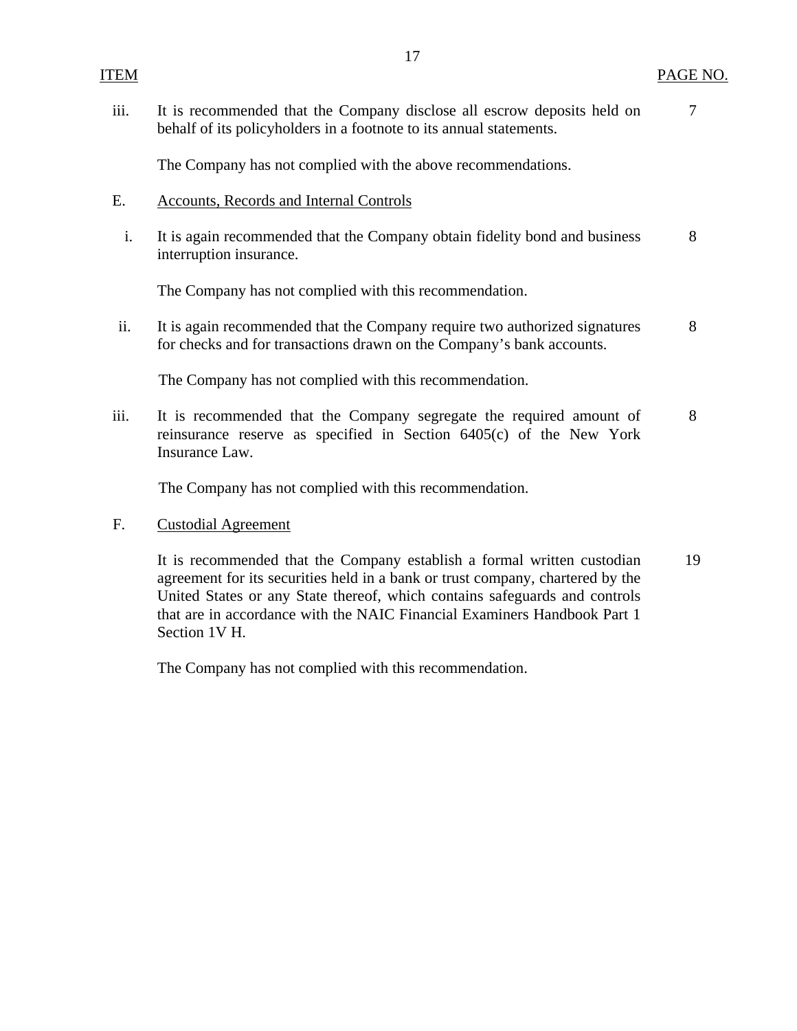| ITEM | | PAGE NO. |
|---|---|---|
| iii. | It is recommended that the Company disclose all escrow deposits held on behalf of its policyholders in a footnote to its annual statements. | 7 |
| | The Company has not complied with the above recommendations. | |
| E. | Accounts, Records and Internal Controls | |
| i. | It is again recommended that the Company obtain fidelity bond and business interruption insurance. | 8 |
| | The Company has not complied with this recommendation. | |
| ii. | It is again recommended that the Company require two authorized signatures for checks and for transactions drawn on the Company's bank accounts. | 8 |
| | The Company has not complied with this recommendation. | |
| iii. | It is recommended that the Company segregate the required amount of reinsurance reserve as specified in Section 6405(c) of the New York Insurance Law. | 8 |
| | The Company has not complied with this recommendation. | |
| F. | Custodial Agreement | |
| | It is recommended that the Company establish a formal written custodian agreement for its securities held in a bank or trust company, chartered by the United States or any State thereof, which contains safeguards and controls that are in accordance with the NAIC Financial Examiners Handbook Part 1 Section 1V H. | 19 |
| | The Company has not complied with this recommendation. | |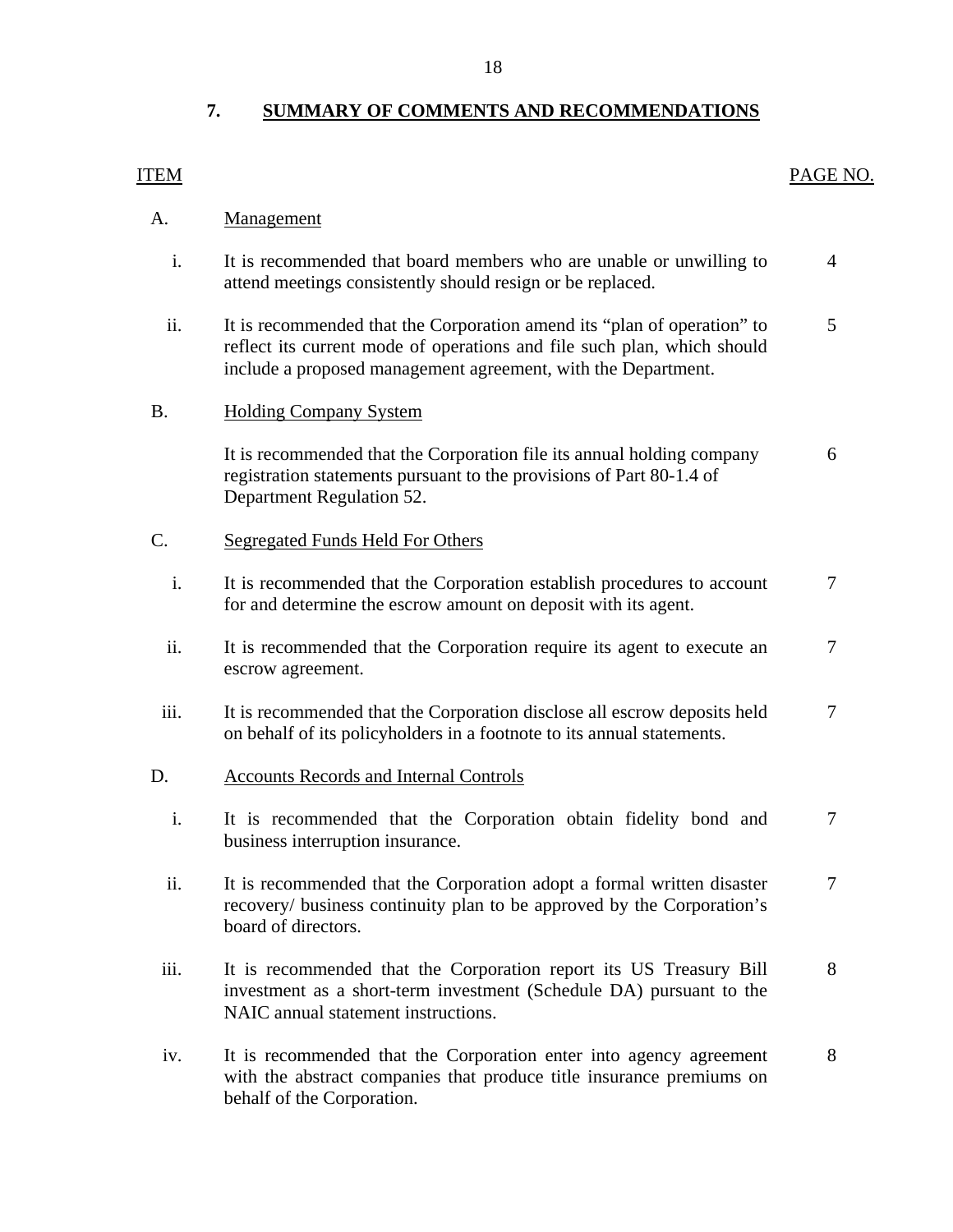## 7. SUMMARY OF COMMENTS AND RECOMMENDATIONS

| ITEM | | PAGE NO. |
|---|---|---|
| A. | Management | |
| i. | It is recommended that board members who are unable or unwilling to attend meetings consistently should resign or be replaced. | 4 |
| ii. | It is recommended that the Corporation amend its "plan of operation" to reflect its current mode of operations and file such plan, which should include a proposed management agreement, with the Department. | 5 |
| B. | Holding Company System | |
| | It is recommended that the Corporation file its annual holding company registration statements pursuant to the provisions of Part 80-1.4 of Department Regulation 52. | 6 |
| C. | Segregated Funds Held For Others | |
| i. | It is recommended that the Corporation establish procedures to account for and determine the escrow amount on deposit with its agent. | 7 |
| ii. | It is recommended that the Corporation require its agent to execute an escrow agreement. | 7 |
| iii. | It is recommended that the Corporation disclose all escrow deposits held on behalf of its policyholders in a footnote to its annual statements. | 7 |
| D. | Accounts Records and Internal Controls | |
| i. | It is recommended that the Corporation obtain fidelity bond and business interruption insurance. | 7 |
| ii. | It is recommended that the Corporation adopt a formal written disaster recovery/ business continuity plan to be approved by the Corporation's board of directors. | 7 |
| iii. | It is recommended that the Corporation report its US Treasury Bill investment as a short-term investment (Schedule DA) pursuant to the NAIC annual statement instructions. | 8 |
| iv. | It is recommended that the Corporation enter into agency agreement with the abstract companies that produce title insurance premiums on behalf of the Corporation. | 8 |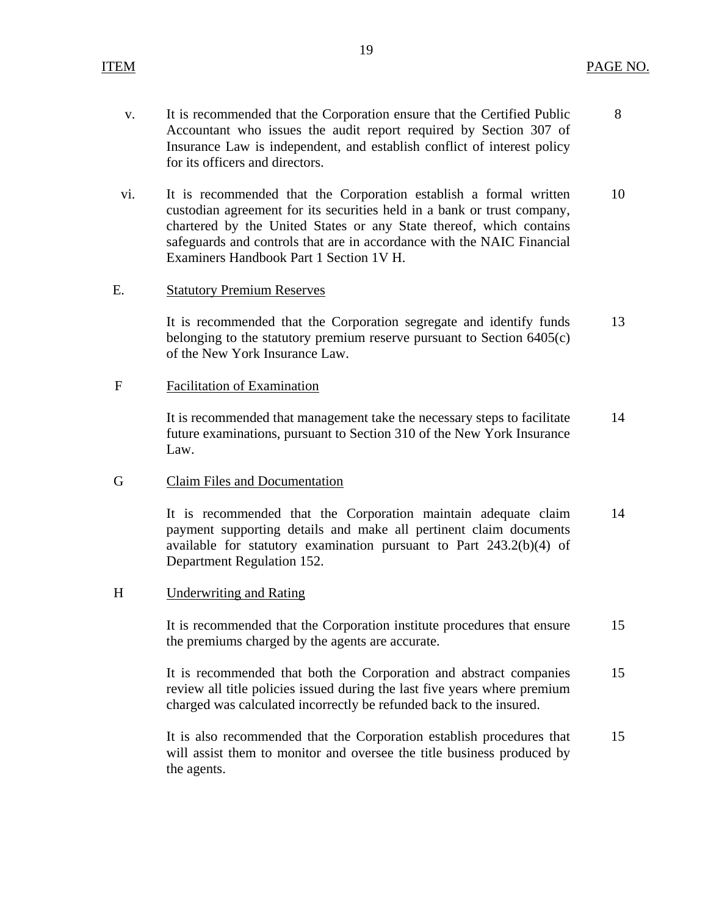| ITEM | | PAGE NO. |
|---|---|---|
| v. | It is recommended that the Corporation ensure that the Certified Public Accountant who issues the audit report required by Section 307 of Insurance Law is independent, and establish conflict of interest policy for its officers and directors. | 8 |
| vi. | It is recommended that the Corporation establish a formal written custodian agreement for its securities held in a bank or trust company, chartered by the United States or any State thereof, which contains safeguards and controls that are in accordance with the NAIC Financial Examiners Handbook Part 1 Section 1V H. | 10 |
| E. | <u>Statutory Premium Reserves</u> | |
| | It is recommended that the Corporation segregate and identify funds belonging to the statutory premium reserve pursuant to Section 6405(c) of the New York Insurance Law. | 13 |
| F | <u>Facilitation of Examination</u> | |
| | It is recommended that management take the necessary steps to facilitate future examinations, pursuant to Section 310 of the New York Insurance Law. | 14 |
| G | <u>Claim Files and Documentation</u> | |
| | It is recommended that the Corporation maintain adequate claim payment supporting details and make all pertinent claim documents available for statutory examination pursuant to Part 243.2(b)(4) of Department Regulation 152. | 14 |
| H | <u>Underwriting and Rating</u> | |
| | It is recommended that the Corporation institute procedures that ensure the premiums charged by the agents are accurate. | 15 |
| | It is recommended that both the Corporation and abstract companies review all title policies issued during the last five years where premium charged was calculated incorrectly be refunded back to the insured. | 15 |
| | It is also recommended that the Corporation establish procedures that will assist them to monitor and oversee the title business produced by the agents. | 15 |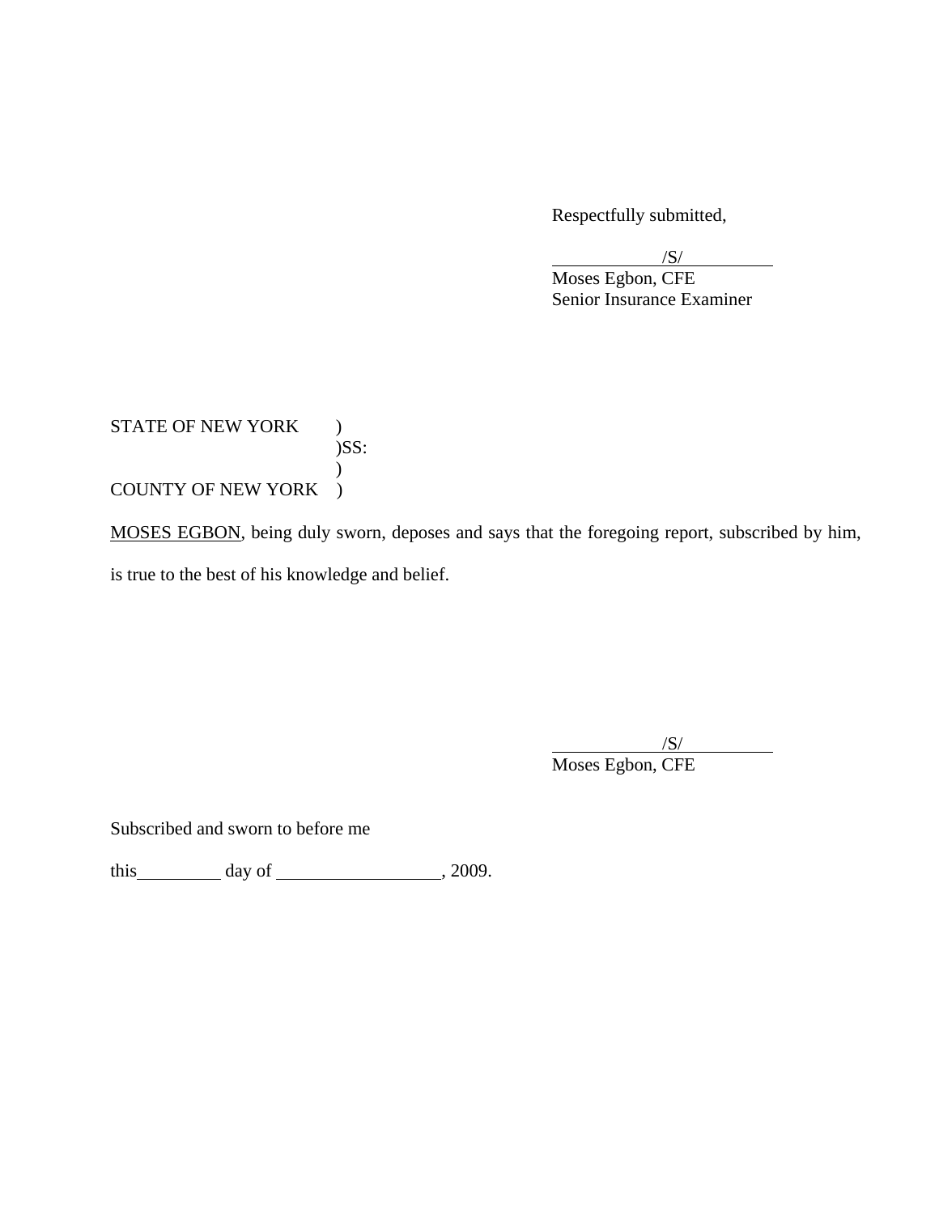Respectfully submitted,

/S/
Moses Egbon, CFE
Senior Insurance Examiner

STATE OF NEW YORK )
)SS:
)
COUNTY OF NEW YORK )

MOSES EGBON, being duly sworn, deposes and says that the foregoing report, subscribed by him, is true to the best of his knowledge and belief.

/S/
Moses Egbon, CFE

Subscribed and sworn to before me

this \_\_\_\_\_\_\_\_\_ day of \_\_\_\_\_\_\_\_\_\_\_\_\_\_\_\_\_\_, 2009.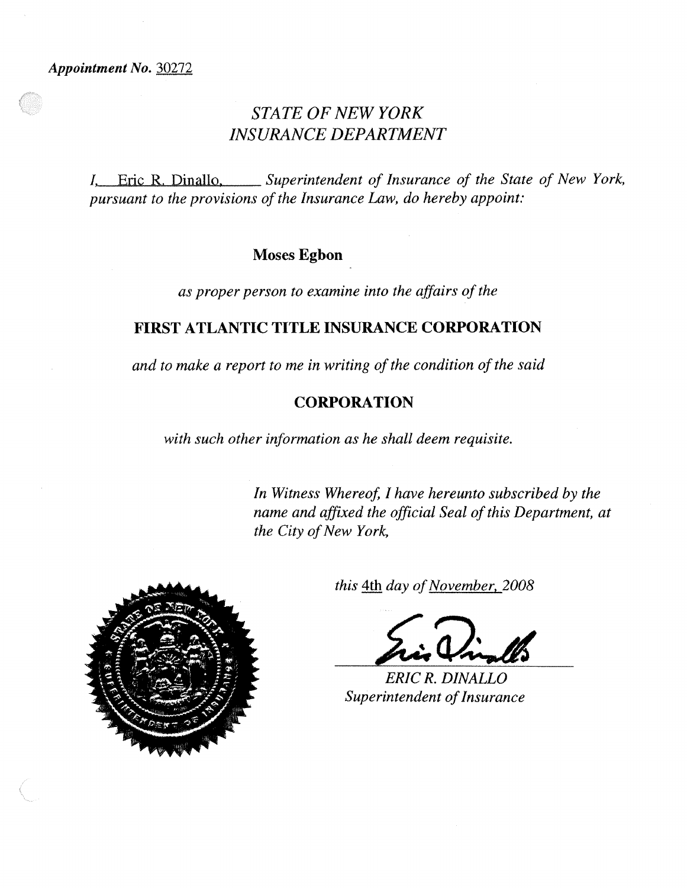*Appointment No.* 30272

# *STATE OF NEW YORK*
# *INSURANCE DEPARTMENT*

*I,* Eric R. Dinallo, *Superintendent of Insurance of the State of New York, pursuant to the provisions of the Insurance Law, do hereby appoint:*

**Moses Egbon**

*as proper person to examine into the affairs of the*

**FIRST ATLANTIC TITLE INSURANCE CORPORATION**

*and to make a report to me in writing of the condition of the said*

**CORPORATION**

*with such other information as he shall deem requisite.*

*In Witness Whereof, I have hereunto subscribed by the name and affixed the official Seal of this Department, at the City of New York,*

*this* 4th *day of* November, *2008*

*ERIC R. DINALLO*
*Superintendent of Insurance*